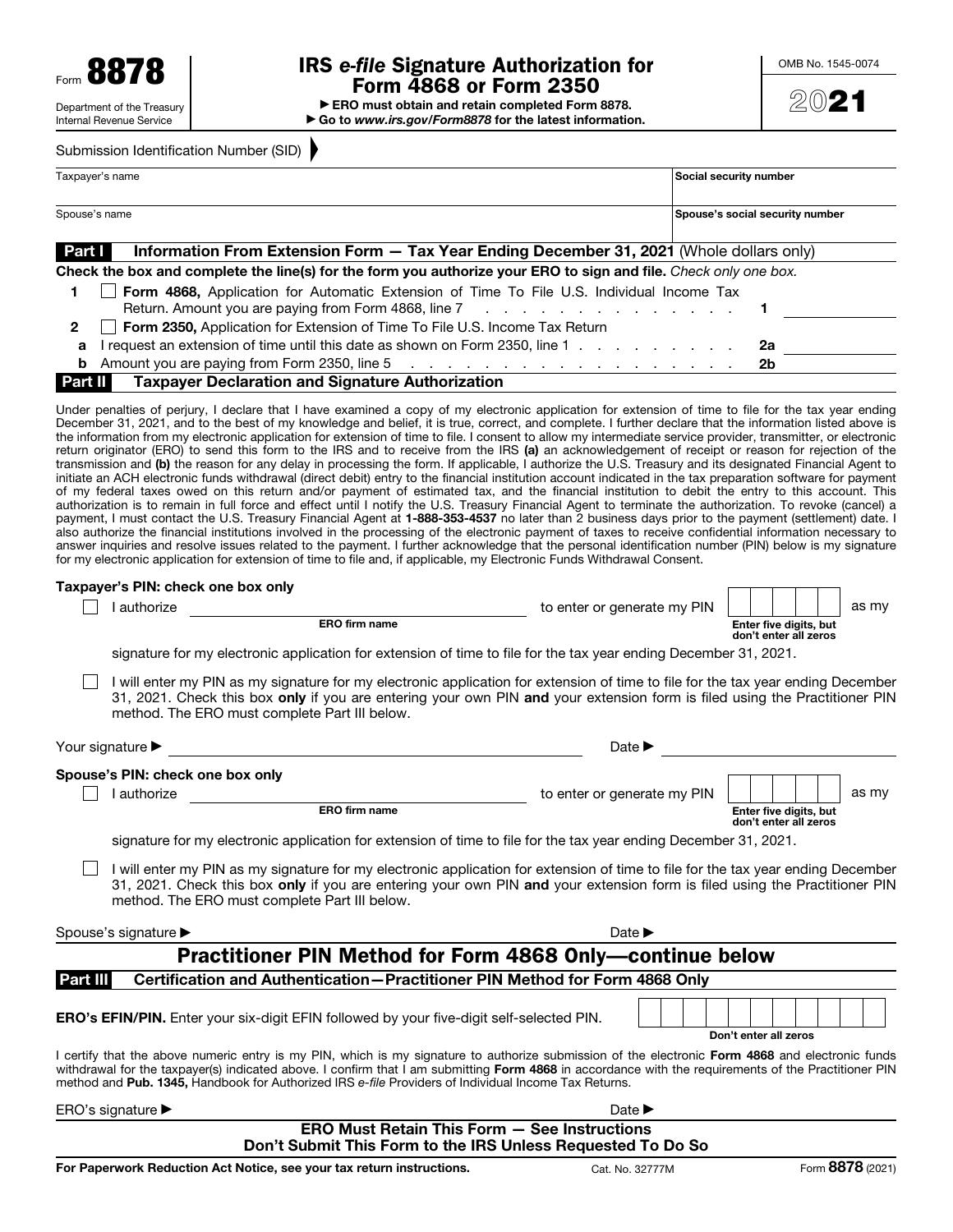Form **8878**

Department of the Treasury
Internal Revenue Service

# IRS *e-file* Signature Authorization for Form 4868 or Form 2350

▶ ERO must obtain and retain completed Form 8878.
▶ Go to *www.irs.gov/Form8878* for the latest information.

OMB No. 1545-0074

**2021**

Submission Identification Number (SID) ▶

| Taxpayer's name | Social security number |
|---|---|
| Spouse's name | Spouse's social security number |

## Part I Information From Extension Form — Tax Year Ending December 31, 2021 (Whole dollars only)

**Check the box and complete the line(s) for the form you authorize your ERO to sign and file.** *Check only one box.*

**1** ☐ **Form 4868,** Application for Automatic Extension of Time To File U.S. Individual Income Tax Return. Amount you are paying from Form 4868, line 7 . . . . . . . . . . . . . . . **1** ________

**2** ☐ **Form 2350,** Application for Extension of Time To File U.S. Income Tax Return

**a** I request an extension of time until this date as shown on Form 2350, line 1 . . . . . . . . . . **2a** ________

**b** Amount you are paying from Form 2350, line 5 . . . . . . . . . . . . . . . . . . . . **2b** ________

## Part II Taxpayer Declaration and Signature Authorization

Under penalties of perjury, I declare that I have examined a copy of my electronic application for extension of time to file for the tax year ending December 31, 2021, and to the best of my knowledge and belief, it is true, correct, and complete. I further declare that the information listed above is the information from my electronic application for extension of time to file. I consent to allow my intermediate service provider, transmitter, or electronic return originator (ERO) to send this form to the IRS and to receive from the IRS **(a)** an acknowledgement of receipt or reason for rejection of the transmission and **(b)** the reason for any delay in processing the form. If applicable, I authorize the U.S. Treasury and its designated Financial Agent to initiate an ACH electronic funds withdrawal (direct debit) entry to the financial institution account indicated in the tax preparation software for payment of my federal taxes owed on this return and/or payment of estimated tax, and the financial institution to debit the entry to this account. This authorization is to remain in full force and effect until I notify the U.S. Treasury Financial Agent to terminate the authorization. To revoke (cancel) a payment, I must contact the U.S. Treasury Financial Agent at **1-888-353-4537** no later than 2 business days prior to the payment (settlement) date. I also authorize the financial institutions involved in the processing of the electronic payment of taxes to receive confidential information necessary to answer inquiries and resolve issues related to the payment. I further acknowledge that the personal identification number (PIN) below is my signature for my electronic application for extension of time to file and, if applicable, my Electronic Funds Withdrawal Consent.

**Taxpayer's PIN: check one box only**

☐ I authorize ______________________ (ERO firm name) to enter or generate my PIN ☐☐☐☐☐ (Enter five digits, but don't enter all zeros) as my signature for my electronic application for extension of time to file for the tax year ending December 31, 2021.

☐ I will enter my PIN as my signature for my electronic application for extension of time to file for the tax year ending December 31, 2021. Check this box **only** if you are entering your own PIN **and** your extension form is filed using the Practitioner PIN method. The ERO must complete Part III below.

Your signature ▶ ______________________ Date ▶ ____________

**Spouse's PIN: check one box only**

☐ I authorize ______________________ (ERO firm name) to enter or generate my PIN ☐☐☐☐☐ (Enter five digits, but don't enter all zeros) as my signature for my electronic application for extension of time to file for the tax year ending December 31, 2021.

☐ I will enter my PIN as my signature for my electronic application for extension of time to file for the tax year ending December 31, 2021. Check this box **only** if you are entering your own PIN **and** your extension form is filed using the Practitioner PIN method. The ERO must complete Part III below.

Spouse's signature ▶ ______________________ Date ▶ ____________

# Practitioner PIN Method for Form 4868 Only—continue below

## Part III Certification and Authentication—Practitioner PIN Method for Form 4868 Only

**ERO's EFIN/PIN.** Enter your six-digit EFIN followed by your five-digit self-selected PIN. ☐☐☐☐☐☐☐☐☐☐☐ (Don't enter all zeros)

I certify that the above numeric entry is my PIN, which is my signature to authorize submission of the electronic **Form 4868** and electronic funds withdrawal for the taxpayer(s) indicated above. I confirm that I am submitting **Form 4868** in accordance with the requirements of the Practitioner PIN method and **Pub. 1345,** Handbook for Authorized IRS *e-file* Providers of Individual Income Tax Returns.

ERO's signature ▶ ______________________ Date ▶ ____________

**ERO Must Retain This Form — See Instructions**
**Don't Submit This Form to the IRS Unless Requested To Do So**

**For Paperwork Reduction Act Notice, see your tax return instructions.** Cat. No. 32777M Form **8878** (2021)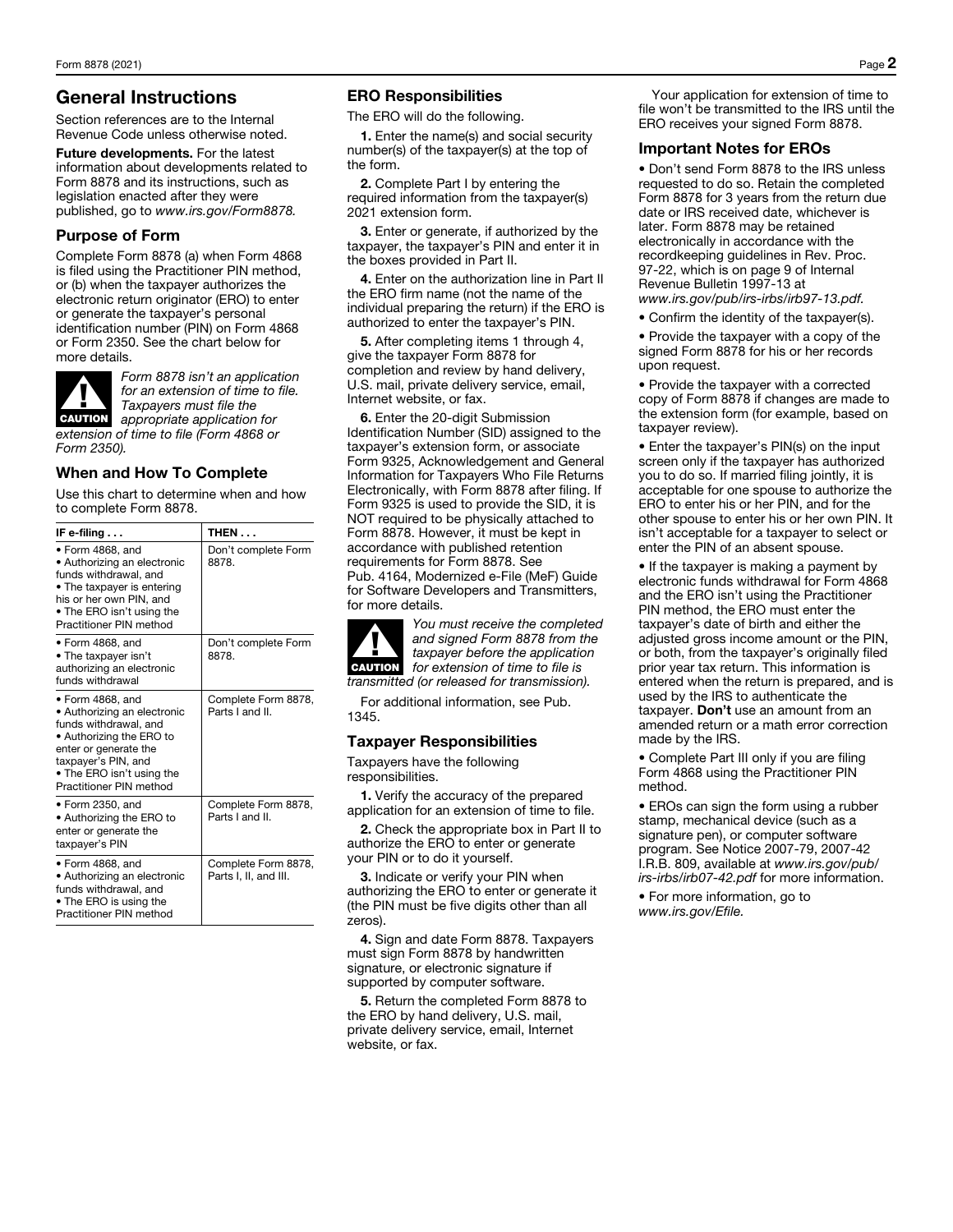## General Instructions

Section references are to the Internal Revenue Code unless otherwise noted.

**Future developments.** For the latest information about developments related to Form 8878 and its instructions, such as legislation enacted after they were published, go to *www.irs.gov/Form8878.*

### Purpose of Form

Complete Form 8878 (a) when Form 4868 is filed using the Practitioner PIN method, or (b) when the taxpayer authorizes the electronic return originator (ERO) to enter or generate the taxpayer's personal identification number (PIN) on Form 4868 or Form 2350. See the chart below for more details.

**CAUTION** *Form 8878 isn't an application for an extension of time to file. Taxpayers must file the appropriate application for extension of time to file (Form 4868 or Form 2350).*

### When and How To Complete

Use this chart to determine when and how to complete Form 8878.

| IF e-filing . . . | THEN . . . |
|---|---|
| • Form 4868, and<br>• Authorizing an electronic funds withdrawal, and<br>• The taxpayer is entering his or her own PIN, and<br>• The ERO isn't using the Practitioner PIN method | Don't complete Form 8878. |
| • Form 4868, and<br>• The taxpayer isn't authorizing an electronic funds withdrawal | Don't complete Form 8878. |
| • Form 4868, and<br>• Authorizing an electronic funds withdrawal, and<br>• Authorizing the ERO to enter or generate the taxpayer's PIN, and<br>• The ERO isn't using the Practitioner PIN method | Complete Form 8878, Parts I and II. |
| • Form 2350, and<br>• Authorizing the ERO to enter or generate the taxpayer's PIN | Complete Form 8878, Parts I and II. |
| • Form 4868, and<br>• Authorizing an electronic funds withdrawal, and<br>• The ERO is using the Practitioner PIN method | Complete Form 8878, Parts I, II, and III. |

### ERO Responsibilities

The ERO will do the following.

**1.** Enter the name(s) and social security number(s) of the taxpayer(s) at the top of the form.

**2.** Complete Part I by entering the required information from the taxpayer(s) 2021 extension form.

**3.** Enter or generate, if authorized by the taxpayer, the taxpayer's PIN and enter it in the boxes provided in Part II.

**4.** Enter on the authorization line in Part II the ERO firm name (not the name of the individual preparing the return) if the ERO is authorized to enter the taxpayer's PIN.

**5.** After completing items 1 through 4, give the taxpayer Form 8878 for completion and review by hand delivery, U.S. mail, private delivery service, email, Internet website, or fax.

**6.** Enter the 20-digit Submission Identification Number (SID) assigned to the taxpayer's extension form, or associate Form 9325, Acknowledgement and General Information for Taxpayers Who File Returns Electronically, with Form 8878 after filing. If Form 9325 is used to provide the SID, it is NOT required to be physically attached to Form 8878. However, it must be kept in accordance with published retention requirements for Form 8878. See Pub. 4164, Modernized e-File (MeF) Guide for Software Developers and Transmitters, for more details.

**CAUTION** *You must receive the completed and signed Form 8878 from the taxpayer before the application for extension of time to file is transmitted (or released for transmission).*

For additional information, see Pub. 1345.

### Taxpayer Responsibilities

Taxpayers have the following responsibilities.

**1.** Verify the accuracy of the prepared application for an extension of time to file.

**2.** Check the appropriate box in Part II to authorize the ERO to enter or generate your PIN or to do it yourself.

**3.** Indicate or verify your PIN when authorizing the ERO to enter or generate it (the PIN must be five digits other than all zeros).

**4.** Sign and date Form 8878. Taxpayers must sign Form 8878 by handwritten signature, or electronic signature if supported by computer software.

**5.** Return the completed Form 8878 to the ERO by hand delivery, U.S. mail, private delivery service, email, Internet website, or fax.

Your application for extension of time to file won't be transmitted to the IRS until the ERO receives your signed Form 8878.

### Important Notes for EROs

- Don't send Form 8878 to the IRS unless requested to do so. Retain the completed Form 8878 for 3 years from the return due date or IRS received date, whichever is later. Form 8878 may be retained electronically in accordance with the recordkeeping guidelines in Rev. Proc. 97-22, which is on page 9 of Internal Revenue Bulletin 1997-13 at *www.irs.gov/pub/irs-irbs/irb97-13.pdf.*
- Confirm the identity of the taxpayer(s).
- Provide the taxpayer with a copy of the signed Form 8878 for his or her records upon request.
- Provide the taxpayer with a corrected copy of Form 8878 if changes are made to the extension form (for example, based on taxpayer review).
- Enter the taxpayer's PIN(s) on the input screen only if the taxpayer has authorized you to do so. If married filing jointly, it is acceptable for one spouse to authorize the ERO to enter his or her PIN, and for the other spouse to enter his or her own PIN. It isn't acceptable for a taxpayer to select or enter the PIN of an absent spouse.
- If the taxpayer is making a payment by electronic funds withdrawal for Form 4868 and the ERO isn't using the Practitioner PIN method, the ERO must enter the taxpayer's date of birth and either the adjusted gross income amount or the PIN, or both, from the taxpayer's originally filed prior year tax return. This information is entered when the return is prepared, and is used by the IRS to authenticate the taxpayer. **Don't** use an amount from an amended return or a math error correction made by the IRS.
- Complete Part III only if you are filing Form 4868 using the Practitioner PIN method.
- EROs can sign the form using a rubber stamp, mechanical device (such as a signature pen), or computer software program. See Notice 2007-79, 2007-42 I.R.B. 809, available at *www.irs.gov/pub/irs-irbs/irb07-42.pdf* for more information.
- For more information, go to *www.irs.gov/Efile.*